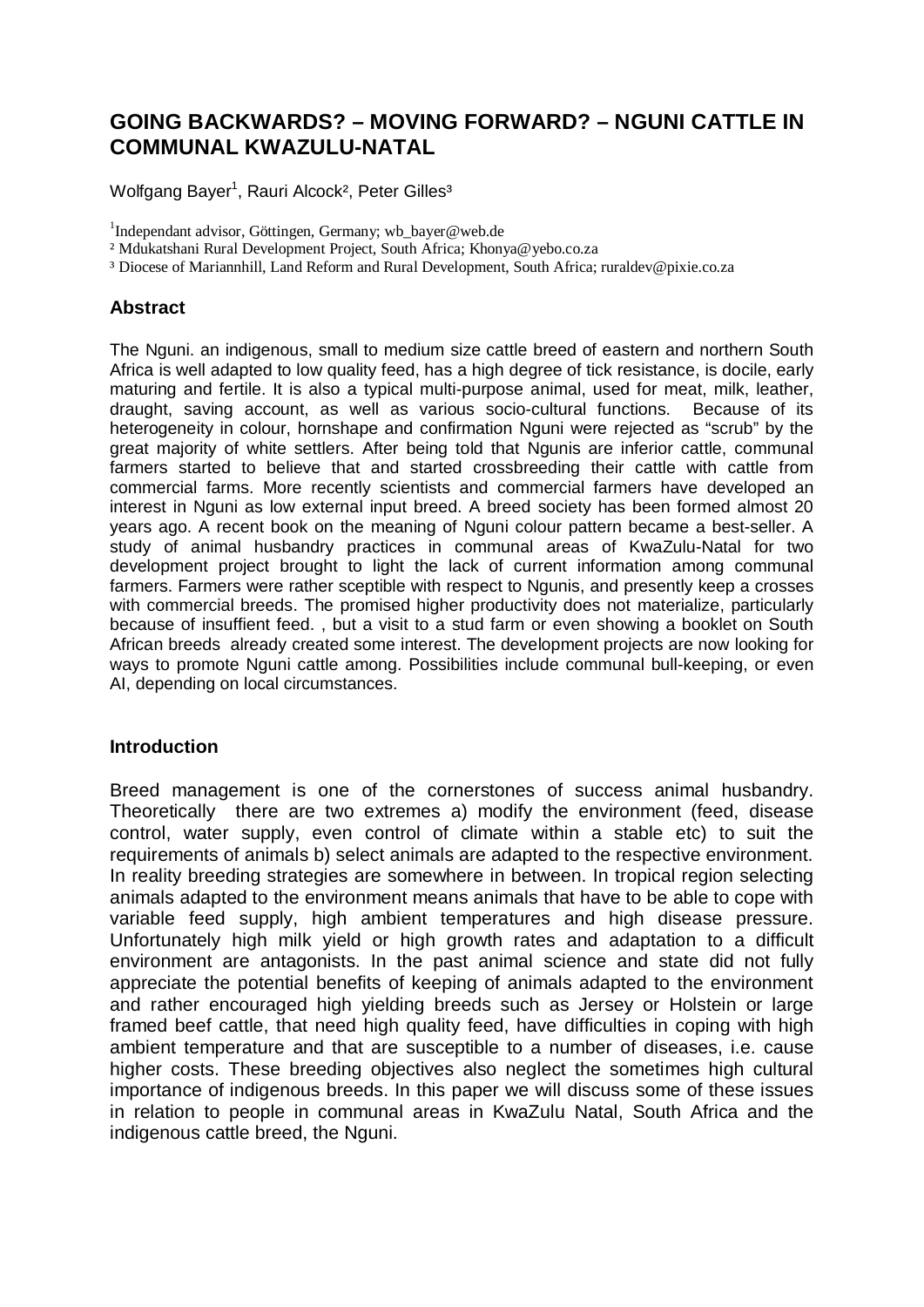# GOING BACKWARDS? – MOVING FORWARD? – NGUNI CATTLE IN COMMUNAL KWAZULU-NATAL

Wolfgang Bayer[1], Rauri Alcock[2], Peter Gilles[3]

[1]Independant advisor, Göttingen, Germany; wb_bayer@web.de

[2] Mdukatshani Rural Development Project, South Africa; Khonya@yebo.co.za

[3] Diocese of Mariannhill, Land Reform and Rural Development, South Africa; ruraldev@pixie.co.za

## Abstract

The Nguni. an indigenous, small to medium size cattle breed of eastern and northern South Africa is well adapted to low quality feed, has a high degree of tick resistance, is docile, early maturing and fertile. It is also a typical multi-purpose animal, used for meat, milk, leather, draught, saving account, as well as various socio-cultural functions. Because of its heterogeneity in colour, hornshape and confirmation Nguni were rejected as "scrub" by the great majority of white settlers. After being told that Ngunis are inferior cattle, communal farmers started to believe that and started crossbreeding their cattle with cattle from commercial farms. More recently scientists and commercial farmers have developed an interest in Nguni as low external input breed. A breed society has been formed almost 20 years ago. A recent book on the meaning of Nguni colour pattern became a best-seller. A study of animal husbandry practices in communal areas of KwaZulu-Natal for two development project brought to light the lack of current information among communal farmers. Farmers were rather sceptible with respect to Ngunis, and presently keep a crosses with commercial breeds. The promised higher productivity does not materialize, particularly because of insuffient feed. , but a visit to a stud farm or even showing a booklet on South African breeds already created some interest. The development projects are now looking for ways to promote Nguni cattle among. Possibilities include communal bull-keeping, or even AI, depending on local circumstances.

## Introduction

Breed management is one of the cornerstones of success animal husbandry. Theoretically there are two extremes a) modify the environment (feed, disease control, water supply, even control of climate within a stable etc) to suit the requirements of animals b) select animals are adapted to the respective environment. In reality breeding strategies are somewhere in between. In tropical region selecting animals adapted to the environment means animals that have to be able to cope with variable feed supply, high ambient temperatures and high disease pressure. Unfortunately high milk yield or high growth rates and adaptation to a difficult environment are antagonists. In the past animal science and state did not fully appreciate the potential benefits of keeping of animals adapted to the environment and rather encouraged high yielding breeds such as Jersey or Holstein or large framed beef cattle, that need high quality feed, have difficulties in coping with high ambient temperature and that are susceptible to a number of diseases, i.e. cause higher costs. These breeding objectives also neglect the sometimes high cultural importance of indigenous breeds. In this paper we will discuss some of these issues in relation to people in communal areas in KwaZulu Natal, South Africa and the indigenous cattle breed, the Nguni.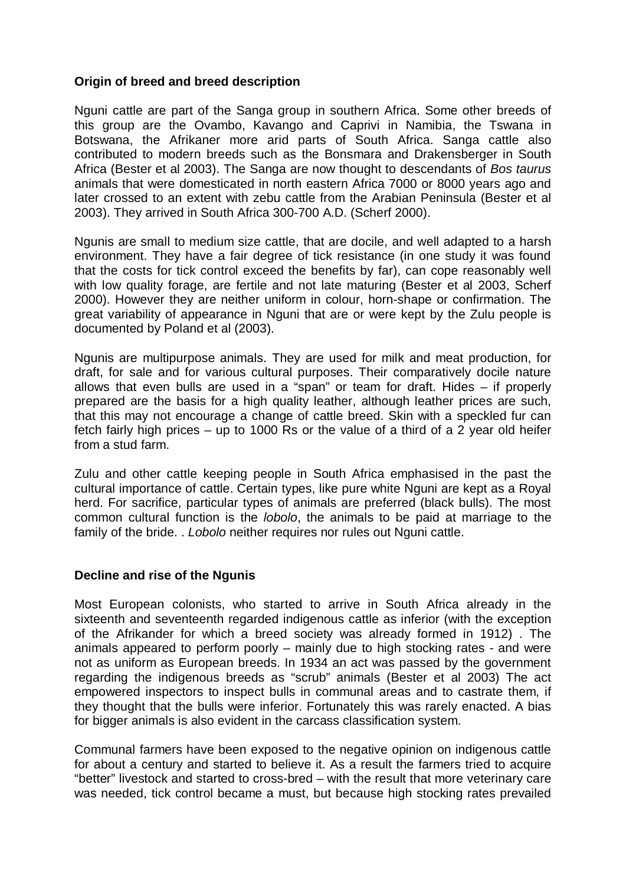**Origin of breed and breed description**

Nguni cattle are part of the Sanga group in southern Africa. Some other breeds of this group are the Ovambo, Kavango and Caprivi in Namibia, the Tswana in Botswana, the Afrikaner more arid parts of South Africa. Sanga cattle also contributed to modern breeds such as the Bonsmara and Drakensberger in South Africa (Bester et al 2003). The Sanga are now thought to descendants of *Bos taurus* animals that were domesticated in north eastern Africa 7000 or 8000 years ago and later crossed to an extent with zebu cattle from the Arabian Peninsula (Bester et al 2003). They arrived in South Africa 300-700 A.D. (Scherf 2000).

Ngunis are small to medium size cattle, that are docile, and well adapted to a harsh environment. They have a fair degree of tick resistance (in one study it was found that the costs for tick control exceed the benefits by far), can cope reasonably well with low quality forage, are fertile and not late maturing (Bester et al 2003, Scherf 2000). However they are neither uniform in colour, horn-shape or confirmation. The great variability of appearance in Nguni that are or were kept by the Zulu people is documented by Poland et al (2003).

Ngunis are multipurpose animals. They are used for milk and meat production, for draft, for sale and for various cultural purposes. Their comparatively docile nature allows that even bulls are used in a "span" or team for draft. Hides – if properly prepared are the basis for a high quality leather, although leather prices are such, that this may not encourage a change of cattle breed. Skin with a speckled fur can fetch fairly high prices – up to 1000 Rs or the value of a third of a 2 year old heifer from a stud farm.

Zulu and other cattle keeping people in South Africa emphasised in the past the cultural importance of cattle. Certain types, like pure white Nguni are kept as a Royal herd. For sacrifice, particular types of animals are preferred (black bulls). The most common cultural function is the *lobolo*, the animals to be paid at marriage to the family of the bride. . *Lobolo* neither requires nor rules out Nguni cattle.

**Decline and rise of the Ngunis**

Most European colonists, who started to arrive in South Africa already in the sixteenth and seventeenth regarded indigenous cattle as inferior (with the exception of the Afrikander for which a breed society was already formed in 1912) . The animals appeared to perform poorly – mainly due to high stocking rates - and were not as uniform as European breeds. In 1934 an act was passed by the government regarding the indigenous breeds as "scrub" animals (Bester et al 2003) The act empowered inspectors to inspect bulls in communal areas and to castrate them, if they thought that the bulls were inferior. Fortunately this was rarely enacted. A bias for bigger animals is also evident in the carcass classification system.

Communal farmers have been exposed to the negative opinion on indigenous cattle for about a century and started to believe it. As a result the farmers tried to acquire "better" livestock and started to cross-bred – with the result that more veterinary care was needed, tick control became a must, but because high stocking rates prevailed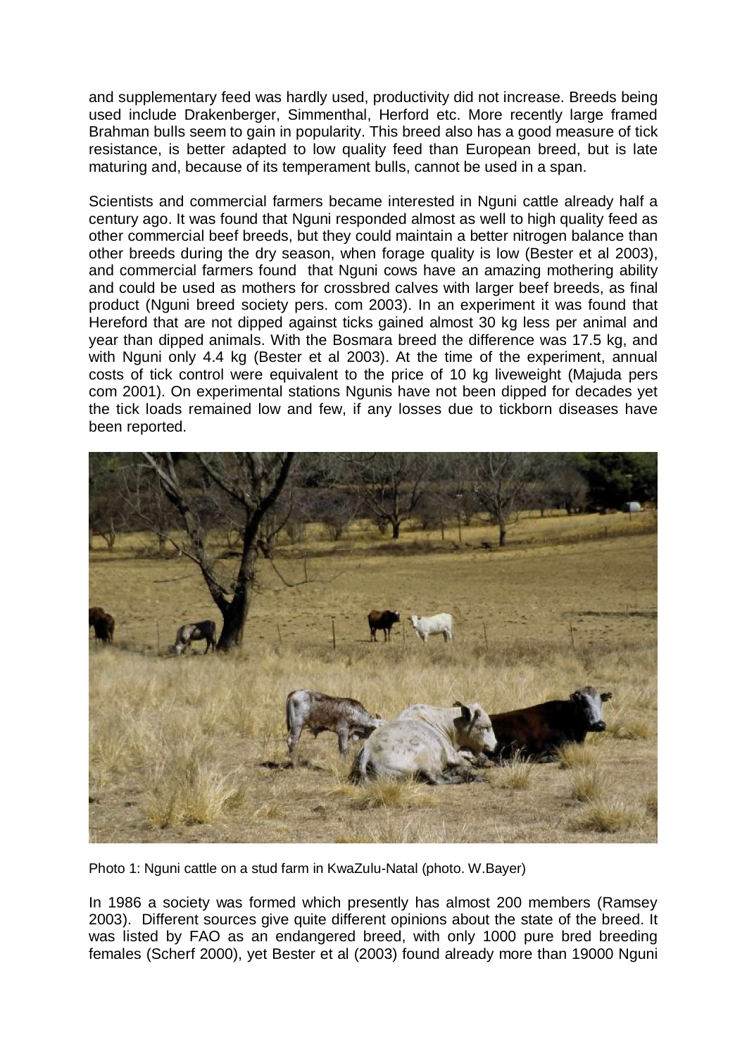and supplementary feed was hardly used, productivity did not increase. Breeds being used include Drakenberger, Simmenthal, Herford etc. More recently large framed Brahman bulls seem to gain in popularity. This breed also has a good measure of tick resistance, is better adapted to low quality feed than European breed, but is late maturing and, because of its temperament bulls, cannot be used in a span.

Scientists and commercial farmers became interested in Nguni cattle already half a century ago. It was found that Nguni responded almost as well to high quality feed as other commercial beef breeds, but they could maintain a better nitrogen balance than other breeds during the dry season, when forage quality is low (Bester et al 2003), and commercial farmers found that Nguni cows have an amazing mothering ability and could be used as mothers for crossbred calves with larger beef breeds, as final product (Nguni breed society pers. com 2003). In an experiment it was found that Hereford that are not dipped against ticks gained almost 30 kg less per animal and year than dipped animals. With the Bosmara breed the difference was 17.5 kg, and with Nguni only 4.4 kg (Bester et al 2003). At the time of the experiment, annual costs of tick control were equivalent to the price of 10 kg liveweight (Majuda pers com 2001). On experimental stations Ngunis have not been dipped for decades yet the tick loads remained low and few, if any losses due to tickborn diseases have been reported.

Photo 1: Nguni cattle on a stud farm in KwaZulu-Natal (photo. W.Bayer)

In 1986 a society was formed which presently has almost 200 members (Ramsey 2003). Different sources give quite different opinions about the state of the breed. It was listed by FAO as an endangered breed, with only 1000 pure bred breeding females (Scherf 2000), yet Bester et al (2003) found already more than 19000 Nguni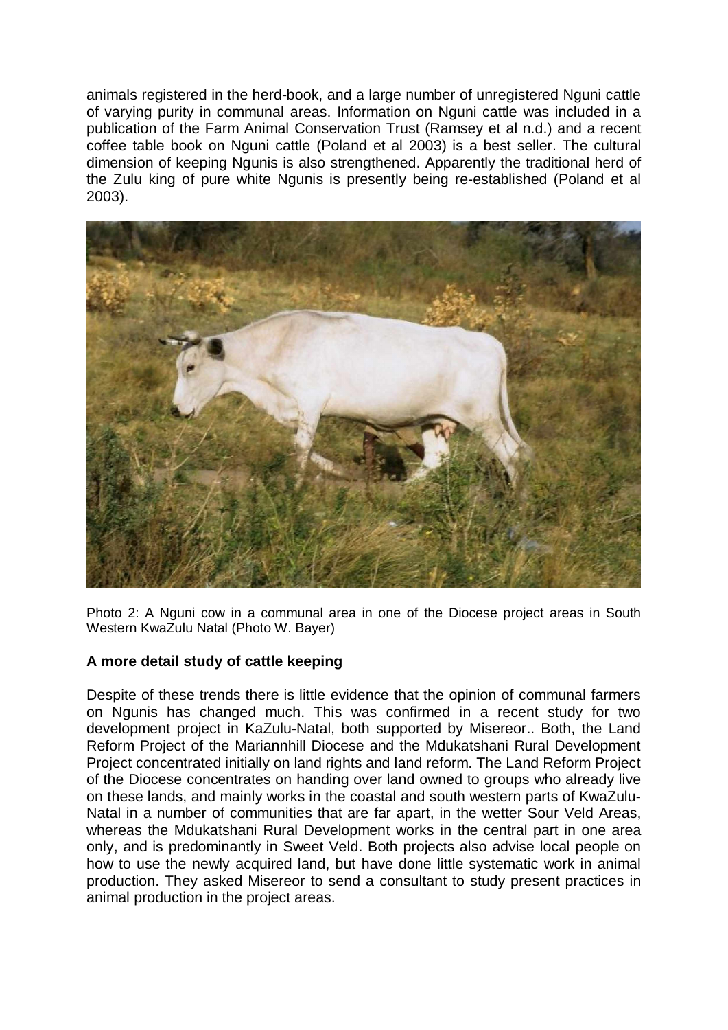animals registered in the herd-book, and a large number of unregistered Nguni cattle of varying purity in communal areas. Information on Nguni cattle was included in a publication of the Farm Animal Conservation Trust (Ramsey et al n.d.) and a recent coffee table book on Nguni cattle (Poland et al 2003) is a best seller. The cultural dimension of keeping Ngunis is also strengthened. Apparently the traditional herd of the Zulu king of pure white Ngunis is presently being re-established (Poland et al 2003).

Photo 2: A Nguni cow in a communal area in one of the Diocese project areas in South Western KwaZulu Natal (Photo W. Bayer)

**A more detail study of cattle keeping**

Despite of these trends there is little evidence that the opinion of communal farmers on Ngunis has changed much. This was confirmed in a recent study for two development project in KaZulu-Natal, both supported by Misereor.. Both, the Land Reform Project of the Mariannhill Diocese and the Mdukatshani Rural Development Project concentrated initially on land rights and land reform. The Land Reform Project of the Diocese concentrates on handing over land owned to groups who already live on these lands, and mainly works in the coastal and south western parts of KwaZulu-Natal in a number of communities that are far apart, in the wetter Sour Veld Areas, whereas the Mdukatshani Rural Development works in the central part in one area only, and is predominantly in Sweet Veld. Both projects also advise local people on how to use the newly acquired land, but have done little systematic work in animal production. They asked Misereor to send a consultant to study present practices in animal production in the project areas.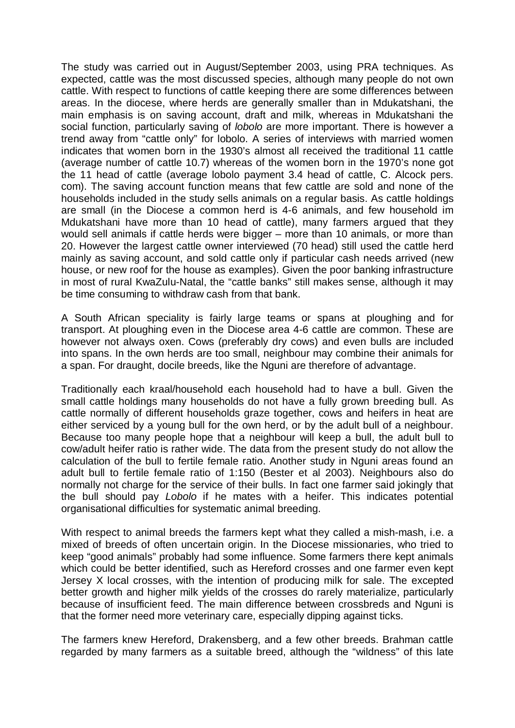The study was carried out in August/September 2003, using PRA techniques. As expected, cattle was the most discussed species, although many people do not own cattle. With respect to functions of cattle keeping there are some differences between areas. In the diocese, where herds are generally smaller than in Mdukatshani, the main emphasis is on saving account, draft and milk, whereas in Mdukatshani the social function, particularly saving of *lobolo* are more important. There is however a trend away from "cattle only" for lobolo. A series of interviews with married women indicates that women born in the 1930's almost all received the traditional 11 cattle (average number of cattle 10.7) whereas of the women born in the 1970's none got the 11 head of cattle (average lobolo payment 3.4 head of cattle, C. Alcock pers. com). The saving account function means that few cattle are sold and none of the households included in the study sells animals on a regular basis. As cattle holdings are small (in the Diocese a common herd is 4-6 animals, and few household im Mdukatshani have more than 10 head of cattle), many farmers argued that they would sell animals if cattle herds were bigger – more than 10 animals, or more than 20. However the largest cattle owner interviewed (70 head) still used the cattle herd mainly as saving account, and sold cattle only if particular cash needs arrived (new house, or new roof for the house as examples). Given the poor banking infrastructure in most of rural KwaZulu-Natal, the "cattle banks" still makes sense, although it may be time consuming to withdraw cash from that bank.

A South African speciality is fairly large teams or spans at ploughing and for transport. At ploughing even in the Diocese area 4-6 cattle are common. These are however not always oxen. Cows (preferably dry cows) and even bulls are included into spans. In the own herds are too small, neighbour may combine their animals for a span. For draught, docile breeds, like the Nguni are therefore of advantage.

Traditionally each kraal/household each household had to have a bull. Given the small cattle holdings many households do not have a fully grown breeding bull. As cattle normally of different households graze together, cows and heifers in heat are either serviced by a young bull for the own herd, or by the adult bull of a neighbour. Because too many people hope that a neighbour will keep a bull, the adult bull to cow/adult heifer ratio is rather wide. The data from the present study do not allow the calculation of the bull to fertile female ratio. Another study in Nguni areas found an adult bull to fertile female ratio of 1:150 (Bester et al 2003). Neighbours also do normally not charge for the service of their bulls. In fact one farmer said jokingly that the bull should pay *Lobolo* if he mates with a heifer. This indicates potential organisational difficulties for systematic animal breeding.

With respect to animal breeds the farmers kept what they called a mish-mash, i.e. a mixed of breeds of often uncertain origin. In the Diocese missionaries, who tried to keep "good animals" probably had some influence. Some farmers there kept animals which could be better identified, such as Hereford crosses and one farmer even kept Jersey X local crosses, with the intention of producing milk for sale. The excepted better growth and higher milk yields of the crosses do rarely materialize, particularly because of insufficient feed. The main difference between crossbreds and Nguni is that the former need more veterinary care, especially dipping against ticks.

The farmers knew Hereford, Drakensberg, and a few other breeds. Brahman cattle regarded by many farmers as a suitable breed, although the "wildness" of this late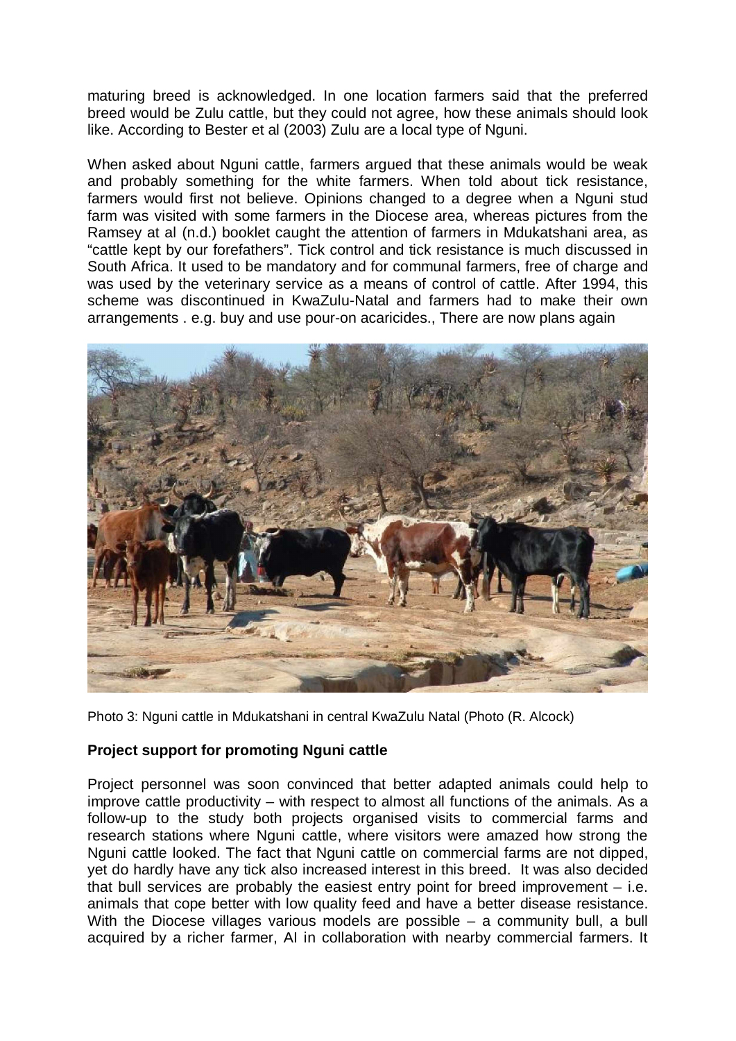maturing breed is acknowledged. In one location farmers said that the preferred breed would be Zulu cattle, but they could not agree, how these animals should look like. According to Bester et al (2003) Zulu are a local type of Nguni.

When asked about Nguni cattle, farmers argued that these animals would be weak and probably something for the white farmers. When told about tick resistance, farmers would first not believe. Opinions changed to a degree when a Nguni stud farm was visited with some farmers in the Diocese area, whereas pictures from the Ramsey at al (n.d.) booklet caught the attention of farmers in Mdukatshani area, as "cattle kept by our forefathers". Tick control and tick resistance is much discussed in South Africa. It used to be mandatory and for communal farmers, free of charge and was used by the veterinary service as a means of control of cattle. After 1994, this scheme was discontinued in KwaZulu-Natal and farmers had to make their own arrangements . e.g. buy and use pour-on acaricides., There are now plans again

Photo 3: Nguni cattle in Mdukatshani in central KwaZulu Natal (Photo (R. Alcock)

**Project support for promoting Nguni cattle**

Project personnel was soon convinced that better adapted animals could help to improve cattle productivity – with respect to almost all functions of the animals. As a follow-up to the study both projects organised visits to commercial farms and research stations where Nguni cattle, where visitors were amazed how strong the Nguni cattle looked. The fact that Nguni cattle on commercial farms are not dipped, yet do hardly have any tick also increased interest in this breed. It was also decided that bull services are probably the easiest entry point for breed improvement – i.e. animals that cope better with low quality feed and have a better disease resistance. With the Diocese villages various models are possible – a community bull, a bull acquired by a richer farmer, AI in collaboration with nearby commercial farmers. It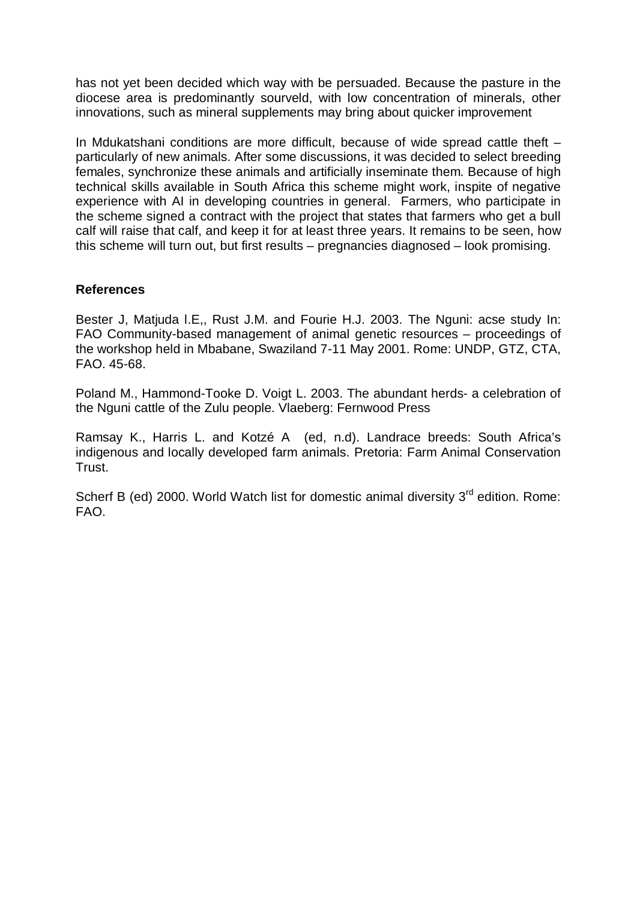has not yet been decided which way with be persuaded. Because the pasture in the diocese area is predominantly sourveld, with low concentration of minerals, other innovations, such as mineral supplements may bring about quicker improvement

In Mdukatshani conditions are more difficult, because of wide spread cattle theft – particularly of new animals. After some discussions, it was decided to select breeding females, synchronize these animals and artificially inseminate them. Because of high technical skills available in South Africa this scheme might work, inspite of negative experience with AI in developing countries in general. Farmers, who participate in the scheme signed a contract with the project that states that farmers who get a bull calf will raise that calf, and keep it for at least three years. It remains to be seen, how this scheme will turn out, but first results – pregnancies diagnosed – look promising.

**References**

Bester J, Matjuda I.E,, Rust J.M. and Fourie H.J. 2003. The Nguni: acse study In: FAO Community-based management of animal genetic resources – proceedings of the workshop held in Mbabane, Swaziland 7-11 May 2001. Rome: UNDP, GTZ, CTA, FAO. 45-68.

Poland M., Hammond-Tooke D. Voigt L. 2003. The abundant herds- a celebration of the Nguni cattle of the Zulu people. Vlaeberg: Fernwood Press

Ramsay K., Harris L. and Kotzé A (ed, n.d). Landrace breeds: South Africa's indigenous and locally developed farm animals. Pretoria: Farm Animal Conservation Trust.

Scherf B (ed) 2000. World Watch list for domestic animal diversity 3rd edition. Rome: FAO.